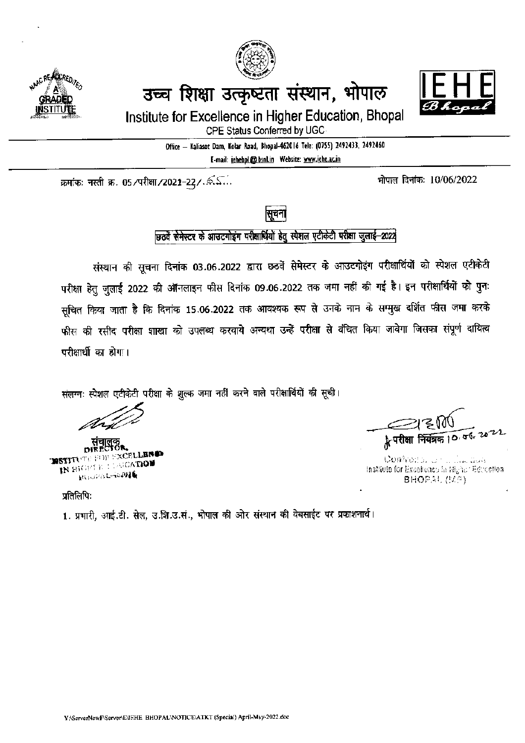# उच्च शिक्षा उत्कृष्टता संस्थान, भोपाल

## Institute for Excellence in Higher Education, Bhopal

CPE Status Conferred by UGC

Office – Kaliasot Dam, Kolar Road, Bhopal-462016 Tele: (0755) 2492433, 2492460

E-mail: iehebpl@bsnl.in Website: www.iehe.ac.in

क्रमांकः नस्ती क्र. 05/परीक्षा/2021-22/.65...

भोपाल दिनांकः 10/06/2022

### सूचना

**छठवें सेमेस्टर के आउटगोइंग परीक्षार्थियों हेतु स्पेशल एटीकेटी परीक्षा जुलाई–2022**

संस्थान की सूचना दिनांक 03.06.2022 द्वारा छठवें सेमेस्टर के आउटगोइंग परीक्षार्थियों को स्पेशल एटीकेटी परीक्षा हेतु जुलाई 2022 की ऑनलाइन फीस दिनांक 09.06.2022 तक जमा नहीं की गई है। इन परीक्षार्थियों को पुनः सूचित किया जाता है कि दिनांक 15.06.2022 तक आवश्यक रूप से उनके नाम के सम्मुख दर्शित फीस जमा करके फीस की रसीद परीक्षा शाखा को उपलब्ध करवाये अन्यथा उन्हें परीक्षा से वंचित किया जावेगा जिसका संपूर्ण दायित्व परीक्षार्थी का होगा।

संलग्नः स्पेशल एटीकेटी परीक्षा के शुल्क जमा नहीं करने वाले परीक्षार्थियों की सूची।

संचालक
DIRECTOR,
INSTITUTE FOR EXCELLENCE
IN HIGHER EDUCATION
BHOPAL-462016

परीक्षा नियंत्रक 10.06.2022
Controller of Examination
Institute for Excellence in Higher Education
BHOPAL (M.P.)

प्रतिलिपिः

1. प्रभारी, आई.टी. सेल, उ.शि.उ.सं., भोपाल की ओर संस्थान की वेबसाईट पर प्रकाशनार्थ।

Y:\ServerNewF\Server\E\IEHE BHOPAL\NOTICE\ATKT (Special) April-May-2022.doc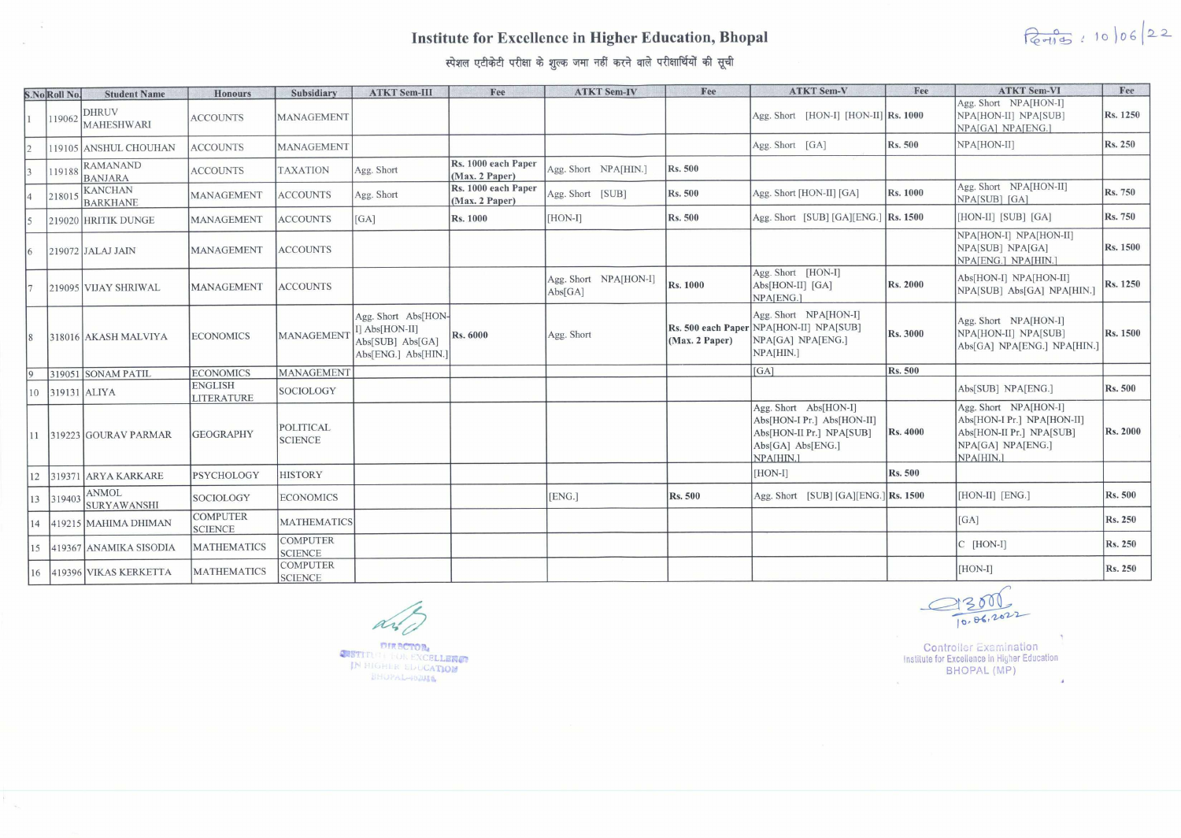# Institute for Excellence in Higher Education, Bhopal

दिनांक : 10/06/22

स्पेशल एटीकेटी परीक्षा के शुल्क जमा नहीं करने वाले परीक्षार्थियों की सूची

| S.No | Roll No. | Student Name | Honours | Subsidiary | ATKT Sem-III | Fee | ATKT Sem-IV | Fee | ATKT Sem-V | Fee | ATKT Sem-VI | Fee |
|---|---|---|---|---|---|---|---|---|---|---|---|---|
| 1 | 119062 | DHRUV MAHESHWARI | ACCOUNTS | MANAGEMENT | | | | | Agg. Short [HON-I] [HON-II] | Rs. 1000 | Agg. Short NPA[HON-I] NPA[HON-II] NPA[SUB] NPA[GA] NPA[ENG.] | Rs. 1250 |
| 2 | 119105 | ANSHUL CHOUHAN | ACCOUNTS | MANAGEMENT | | | | | Agg. Short [GA] | Rs. 500 | NPA[HON-II] | Rs. 250 |
| 3 | 119188 | RAMANAND BANJARA | ACCOUNTS | TAXATION | Agg. Short | Rs. 1000 each Paper (Max. 2 Paper) | Agg. Short NPA[HIN.] | Rs. 500 | | | | |
| 4 | 218015 | KANCHAN BARKHANE | MANAGEMENT | ACCOUNTS | Agg. Short | Rs. 1000 each Paper (Max. 2 Paper) | Agg. Short [SUB] | Rs. 500 | Agg. Short [HON-II] [GA] | Rs. 1000 | Agg. Short NPA[HON-II] NPA[SUB] [GA] | Rs. 750 |
| 5 | 219020 | HRITIK DUNGE | MANAGEMENT | ACCOUNTS | [GA] | Rs. 1000 | [HON-I] | Rs. 500 | Agg. Short [SUB] [GA][ENG.] | Rs. 1500 | [HON-II] [SUB] [GA] | Rs. 750 |
| 6 | 219072 | JALAJ JAIN | MANAGEMENT | ACCOUNTS | | | | | | | NPA[HON-I] NPA[HON-II] NPA[SUB] NPA[GA] NPA[ENG.] NPA[HIN.] | Rs. 1500 |
| 7 | 219095 | VIJAY SHRIWAL | MANAGEMENT | ACCOUNTS | | | Agg. Short NPA[HON-I] Abs[GA] | Rs. 1000 | Agg. Short [HON-I] Abs[HON-II] [GA] NPA[ENG.] | Rs. 2000 | Abs[HON-I] NPA[HON-II] NPA[SUB] Abs[GA] NPA[HIN.] | Rs. 1250 |
| 8 | 318016 | AKASH MALVIYA | ECONOMICS | MANAGEMENT | Agg. Short Abs[HON-I] Abs[HON-II] Abs[SUB] Abs[GA] Abs[ENG.] Abs[HIN.] | Rs. 6000 | Agg. Short | Rs. 500 each Paper (Max. 2 Paper) | Agg. Short NPA[HON-I] NPA[HON-II] NPA[SUB] NPA[GA] NPA[ENG.] NPA[HIN.] | Rs. 3000 | Agg. Short NPA[HON-I] NPA[HON-II] NPA[SUB] Abs[GA] NPA[ENG.] NPA[HIN.] | Rs. 1500 |
| 9 | 319051 | SONAM PATIL | ECONOMICS | MANAGEMENT | | | | | [GA] | Rs. 500 | | |
| 10 | 319131 | ALIYA | ENGLISH LITERATURE | SOCIOLOGY | | | | | | | Abs[SUB] NPA[ENG.] | Rs. 500 |
| 11 | 319223 | GOURAV PARMAR | GEOGRAPHY | POLITICAL SCIENCE | | | | | Agg. Short Abs[HON-I] Abs[HON-I Pr.] Abs[HON-II] Abs[HON-II Pr.] NPA[SUB] Abs[GA] Abs[ENG.] NPA[HIN.] | Rs. 4000 | Agg. Short NPA[HON-I] Abs[HON-I Pr.] NPA[HON-II] Abs[HON-II Pr.] NPA[SUB] NPA[GA] NPA[ENG.] NPA[HIN.] | Rs. 2000 |
| 12 | 319371 | ARYA KARKARE | PSYCHOLOGY | HISTORY | | | | | [HON-I] | Rs. 500 | | |
| 13 | 319403 | ANMOL SURYAWANSHI | SOCIOLOGY | ECONOMICS | | | [ENG.] | Rs. 500 | Agg. Short [SUB] [GA][ENG.] | Rs. 1500 | [HON-II] [ENG.] | Rs. 500 |
| 14 | 419215 | MAHIMA DHIMAN | COMPUTER SCIENCE | MATHEMATICS | | | | | | | [GA] | Rs. 250 |
| 15 | 419367 | ANAMIKA SISODIA | MATHEMATICS | COMPUTER SCIENCE | | | | | | | C [HON-I] | Rs. 250 |
| 16 | 419396 | VIKAS KERKETTA | MATHEMATICS | COMPUTER SCIENCE | | | | | | | [HON-I] | Rs. 250 |

DIRECTOR,
INSTITUTE FOR EXCELLENCE IN HIGHER EDUCATION
BHOPAL-462016

10.06.2022
Controller Examination
Institute for Excellence in Higher Education
BHOPAL (MP)